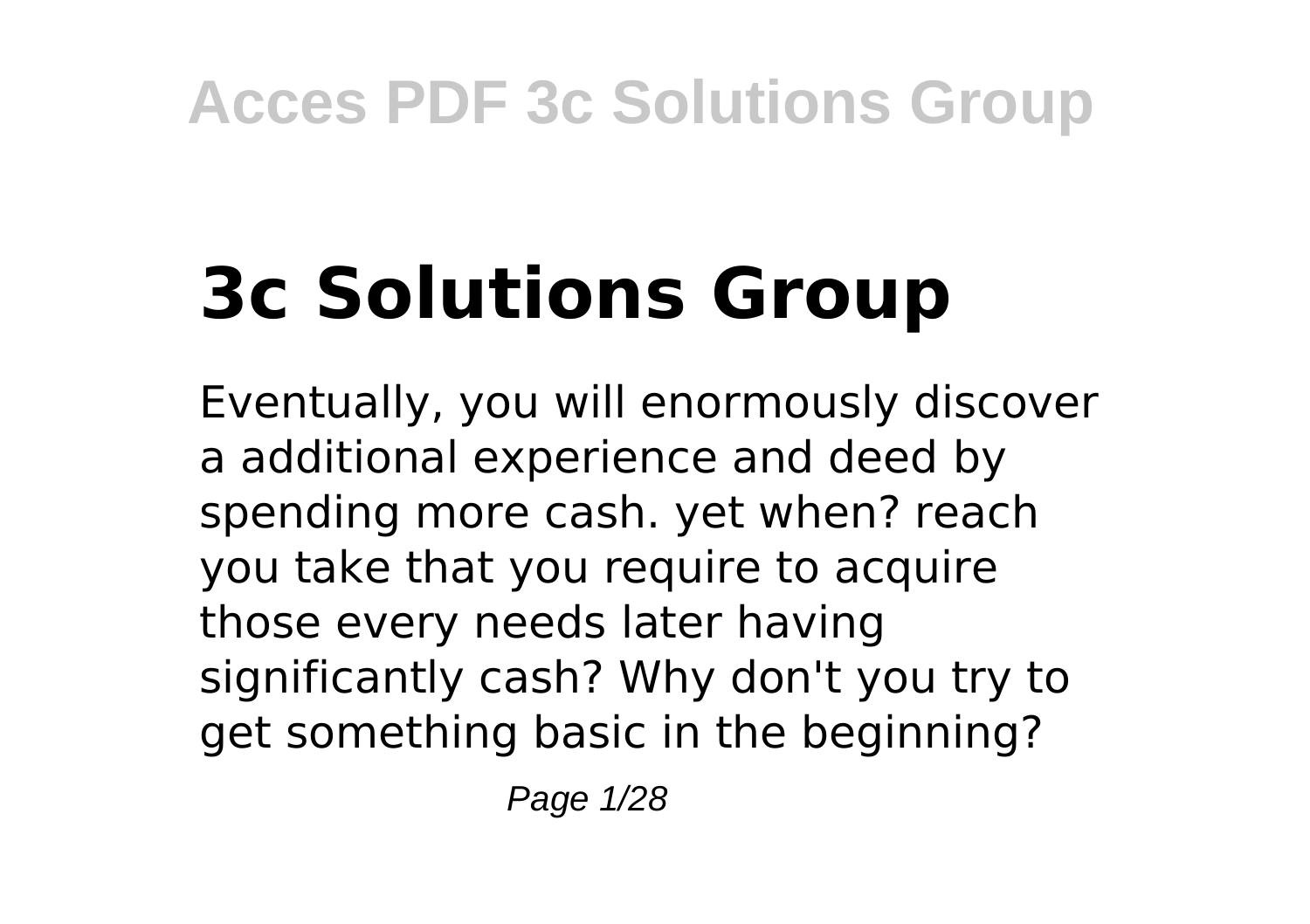# 3c Solutions Group

Eventually, you will enormously discover a additional experience and deed by spending more cash. yet when? reach you take that you require to acquire those every needs later having significantly cash? Why don't you try to get something basic in the beginning?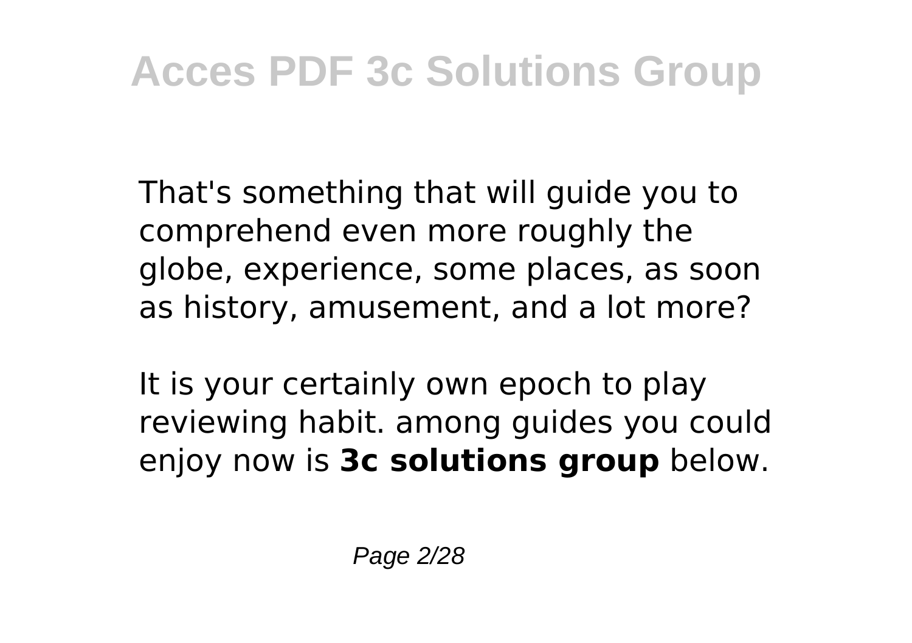That's something that will guide you to comprehend even more roughly the globe, experience, some places, as soon as history, amusement, and a lot more?

It is your certainly own epoch to play reviewing habit. among guides you could enjoy now is **3c solutions group** below.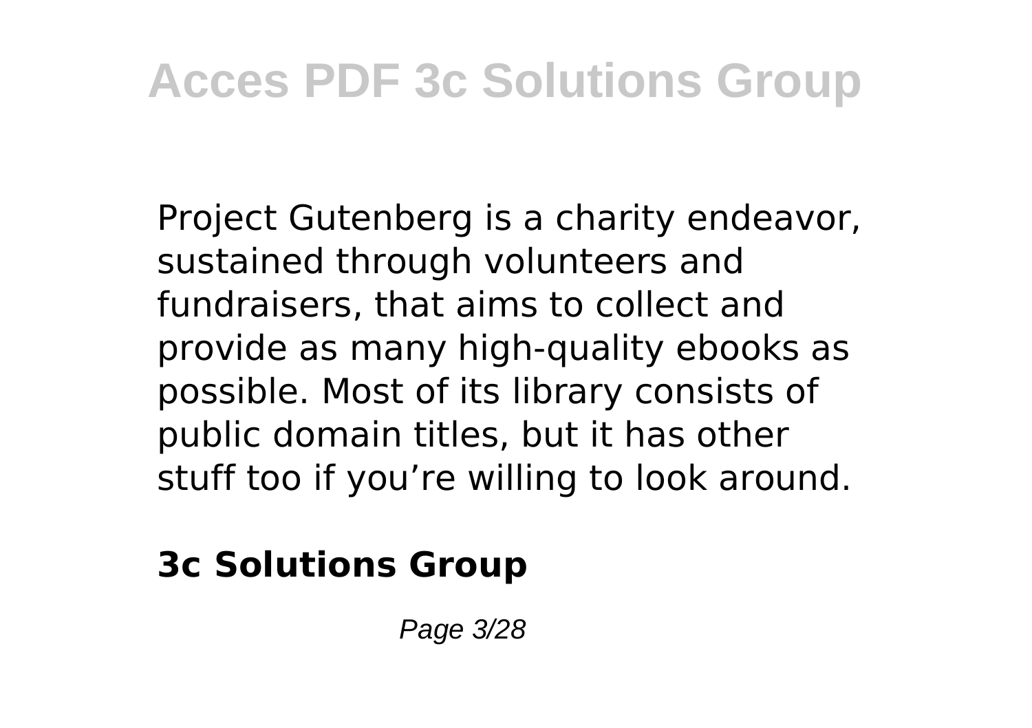Project Gutenberg is a charity endeavor, sustained through volunteers and fundraisers, that aims to collect and provide as many high-quality ebooks as possible. Most of its library consists of public domain titles, but it has other stuff too if you’re willing to look around.

**3c Solutions Group**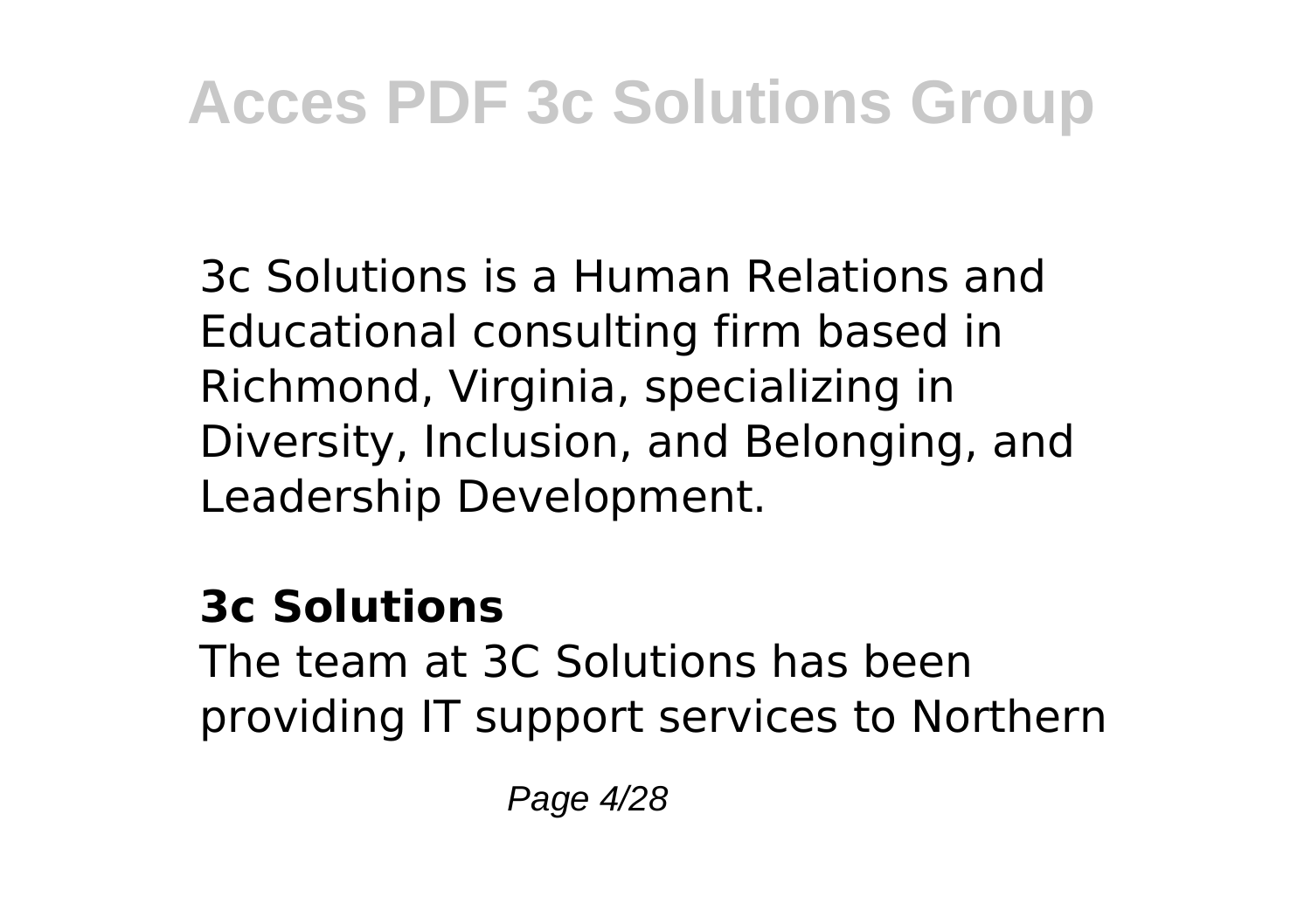3c Solutions is a Human Relations and Educational consulting firm based in Richmond, Virginia, specializing in Diversity, Inclusion, and Belonging, and Leadership Development.

**3c Solutions**

The team at 3C Solutions has been providing IT support services to Northern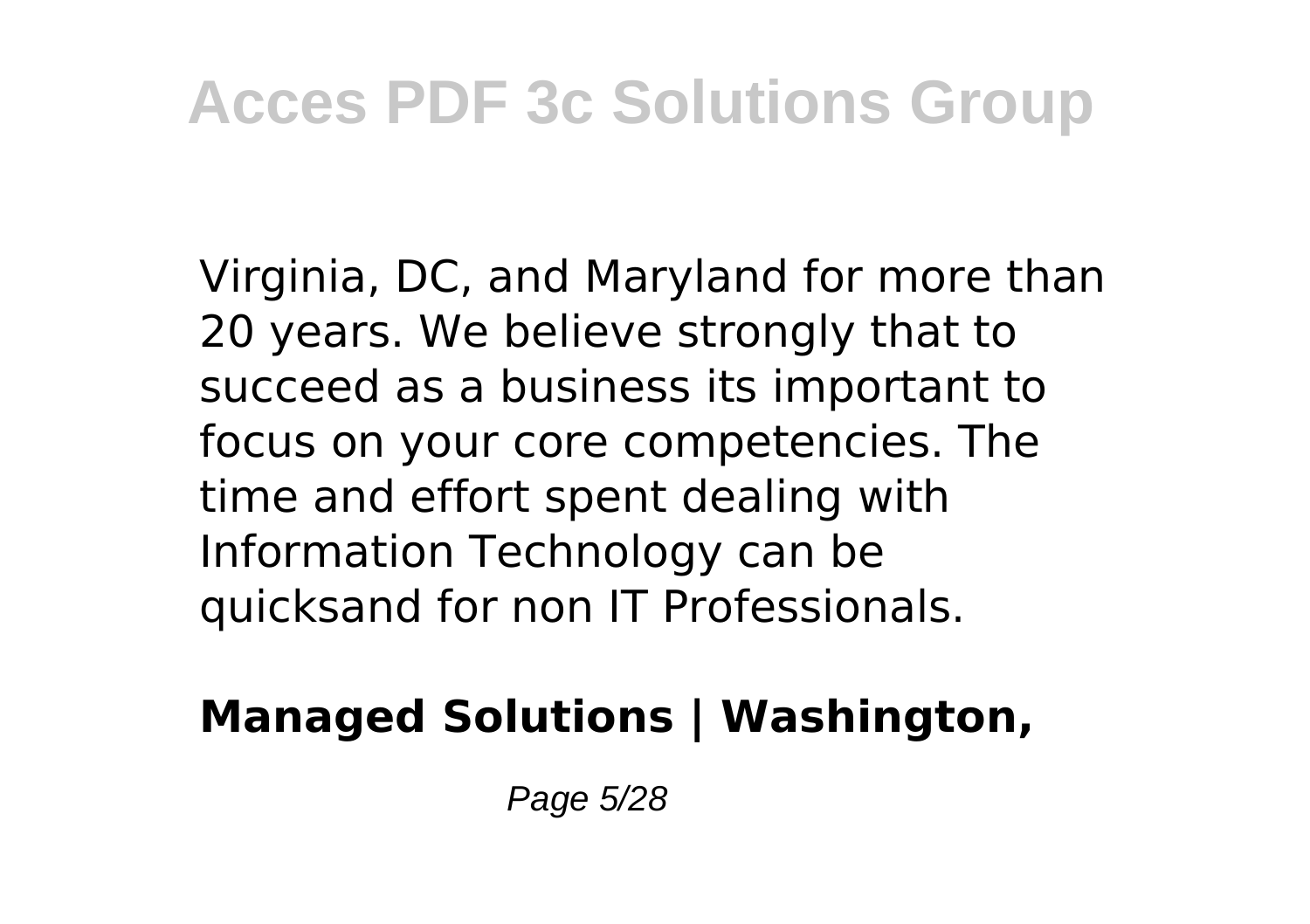Virginia, DC, and Maryland for more than 20 years. We believe strongly that to succeed as a business its important to focus on your core competencies. The time and effort spent dealing with Information Technology can be quicksand for non IT Professionals.

**Managed Solutions | Washington,**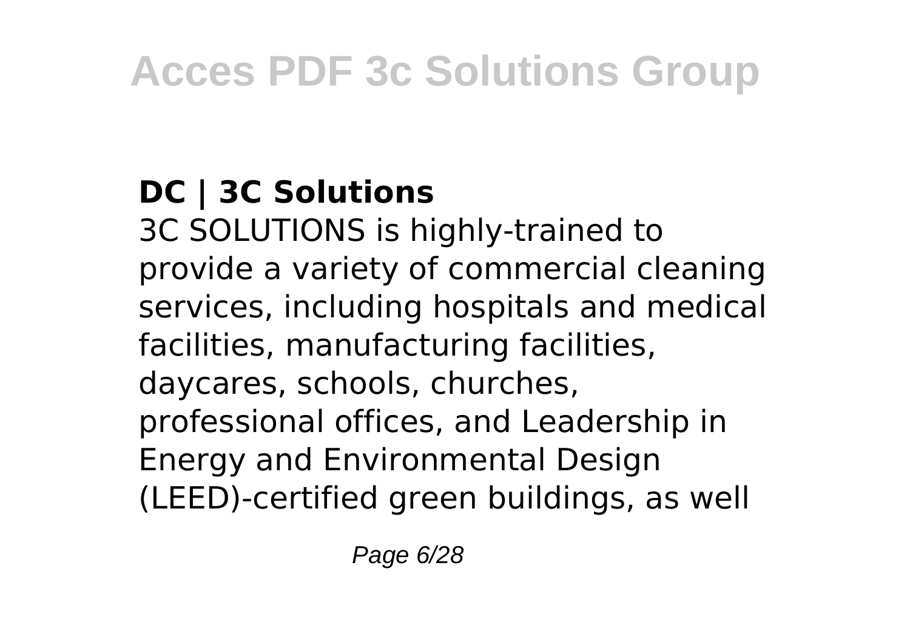### DC | 3C Solutions

3C SOLUTIONS is highly-trained to provide a variety of commercial cleaning services, including hospitals and medical facilities, manufacturing facilities, daycares, schools, churches, professional offices, and Leadership in Energy and Environmental Design (LEED)-certified green buildings, as well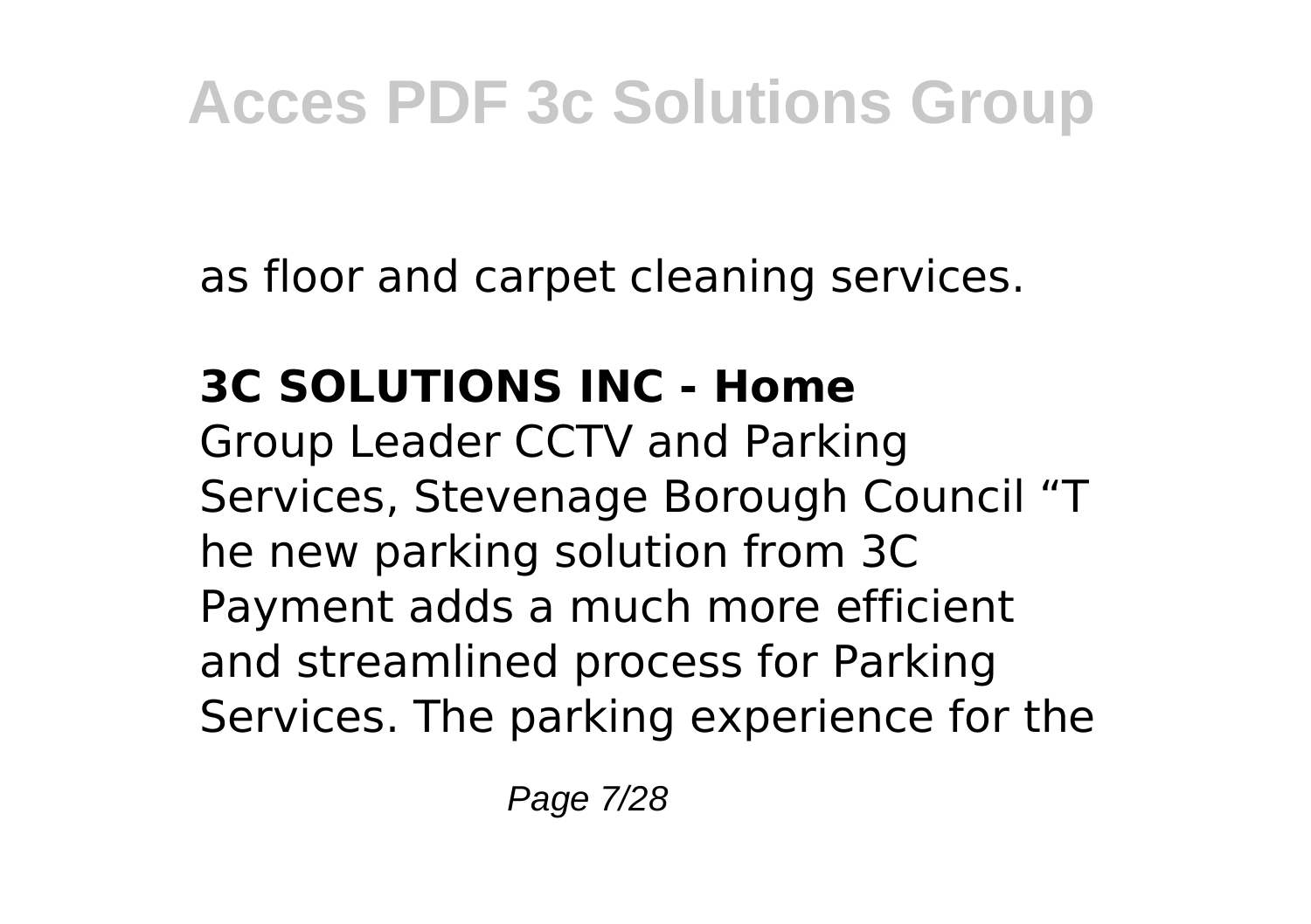as floor and carpet cleaning services.

**3C SOLUTIONS INC - Home**

Group Leader CCTV and Parking Services, Stevenage Borough Council “T he new parking solution from 3C Payment adds a much more efficient and streamlined process for Parking Services. The parking experience for the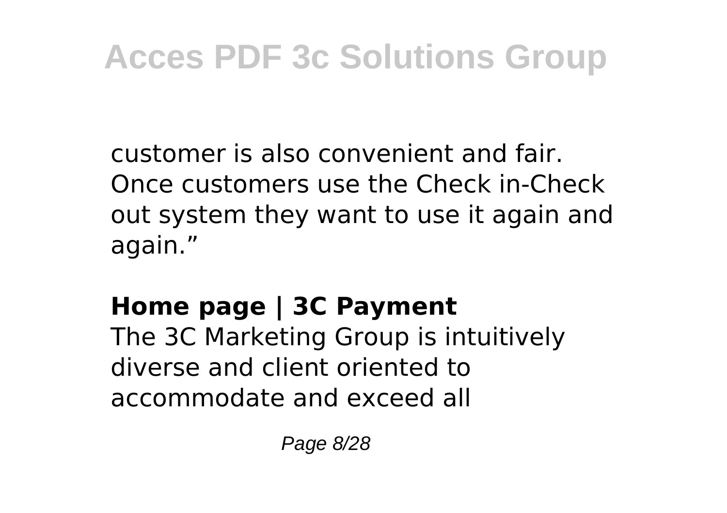customer is also convenient and fair. Once customers use the Check in-Check out system they want to use it again and again."

### Home page | 3C Payment

The 3C Marketing Group is intuitively diverse and client oriented to accommodate and exceed all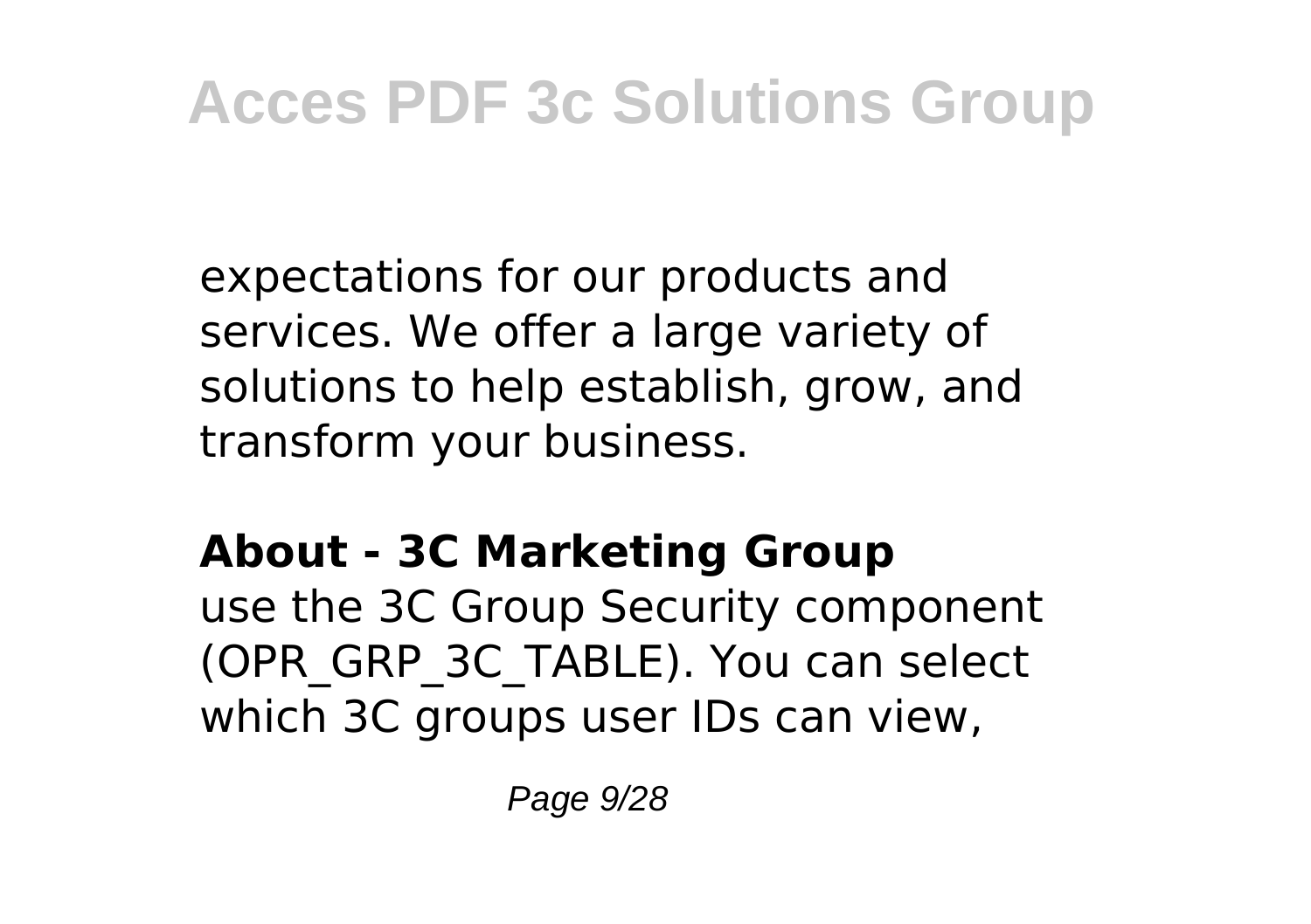expectations for our products and services. We offer a large variety of solutions to help establish, grow, and transform your business.

**About - 3C Marketing Group**

use the 3C Group Security component (OPR_GRP_3C_TABLE). You can select which 3C groups user IDs can view,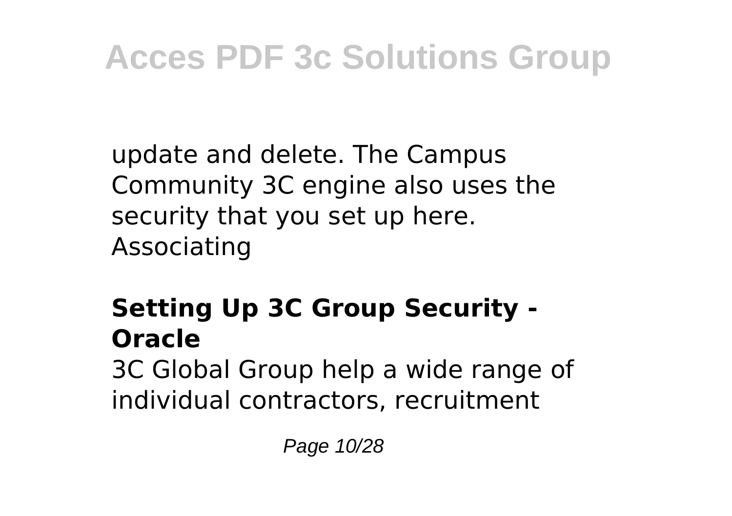update and delete. The Campus Community 3C engine also uses the security that you set up here. Associating

### Setting Up 3C Group Security - Oracle

3C Global Group help a wide range of individual contractors, recruitment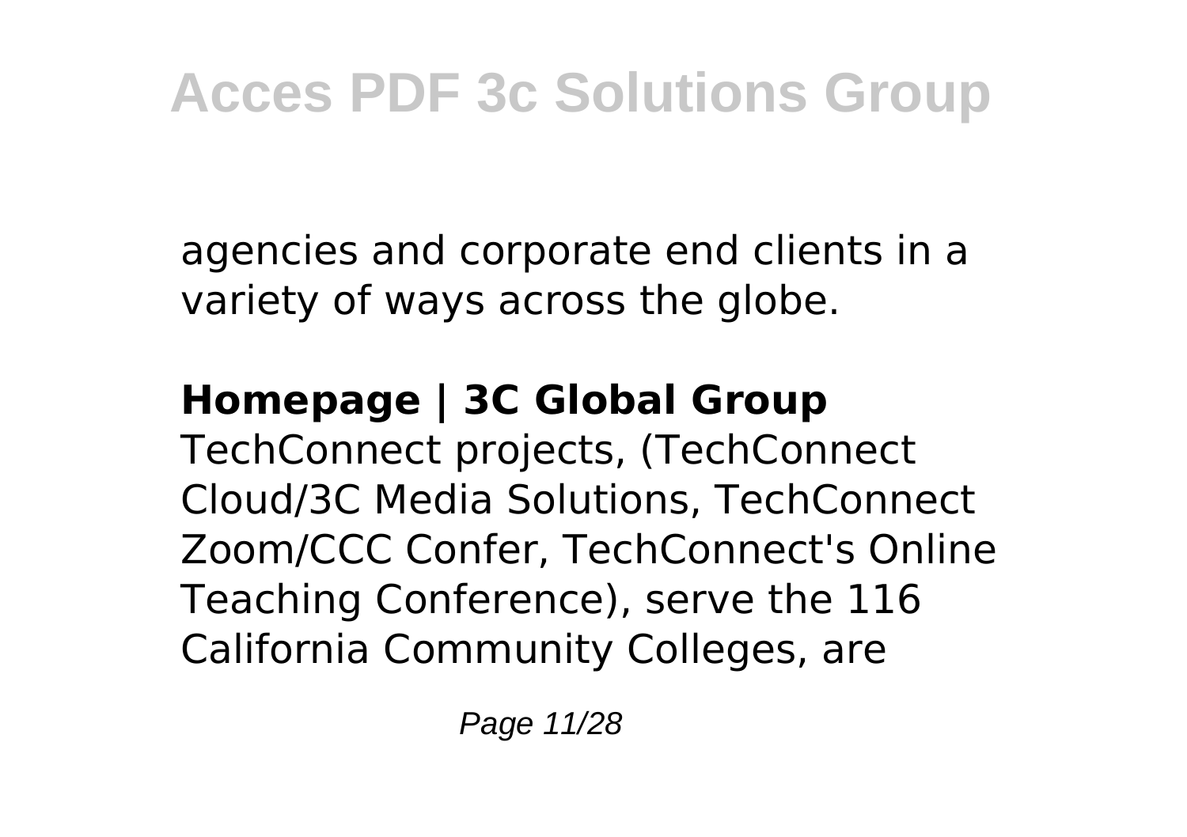agencies and corporate end clients in a variety of ways across the globe.

**Homepage | 3C Global Group**

TechConnect projects, (TechConnect Cloud/3C Media Solutions, TechConnect Zoom/CCC Confer, TechConnect's Online Teaching Conference), serve the 116 California Community Colleges, are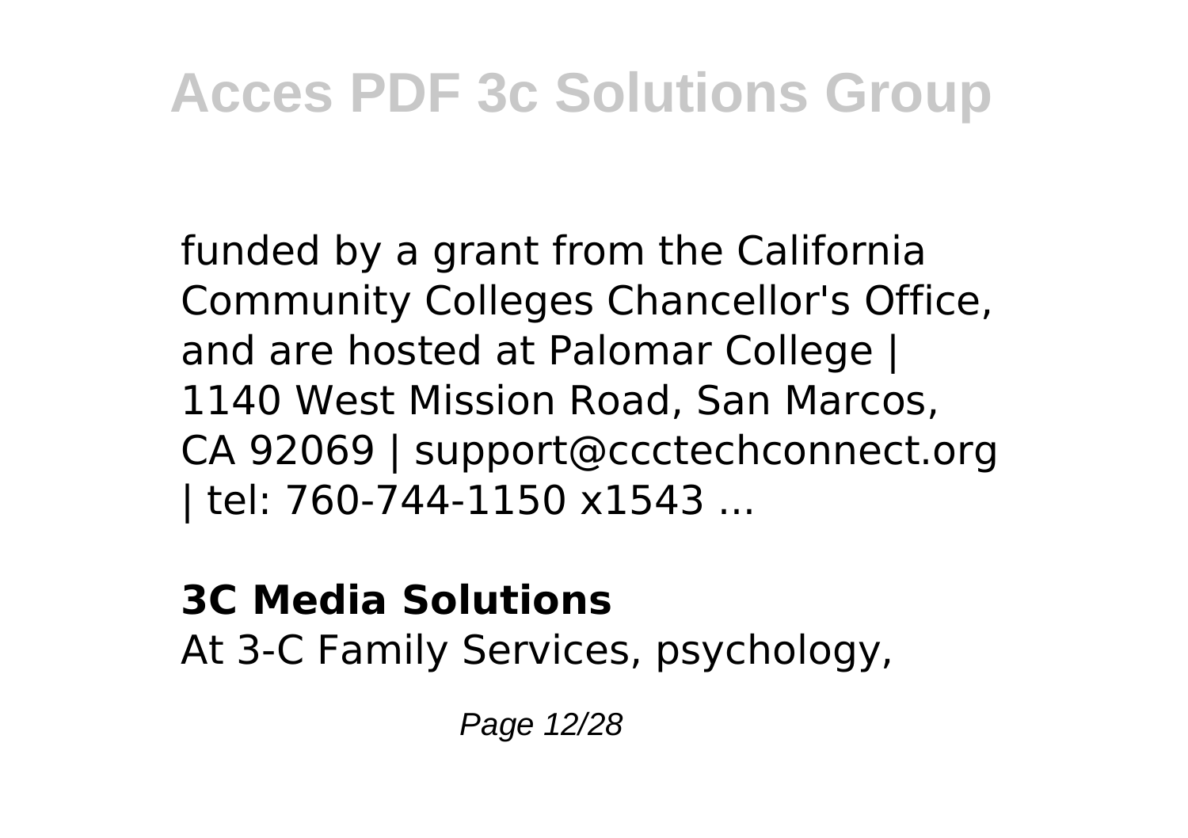funded by a grant from the California Community Colleges Chancellor's Office, and are hosted at Palomar College | 1140 West Mission Road, San Marcos, CA 92069 | support@ccctechconnect.org | tel: 760-744-1150 x1543 ...

**3C Media Solutions**

At 3-C Family Services, psychology,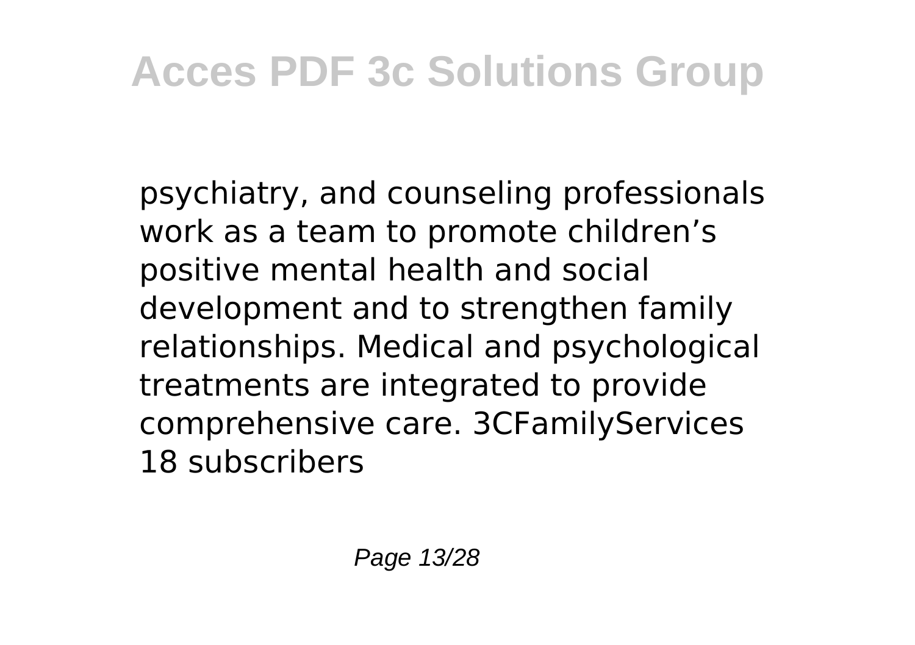psychiatry, and counseling professionals work as a team to promote children's positive mental health and social development and to strengthen family relationships. Medical and psychological treatments are integrated to provide comprehensive care. 3CFamilyServices 18 subscribers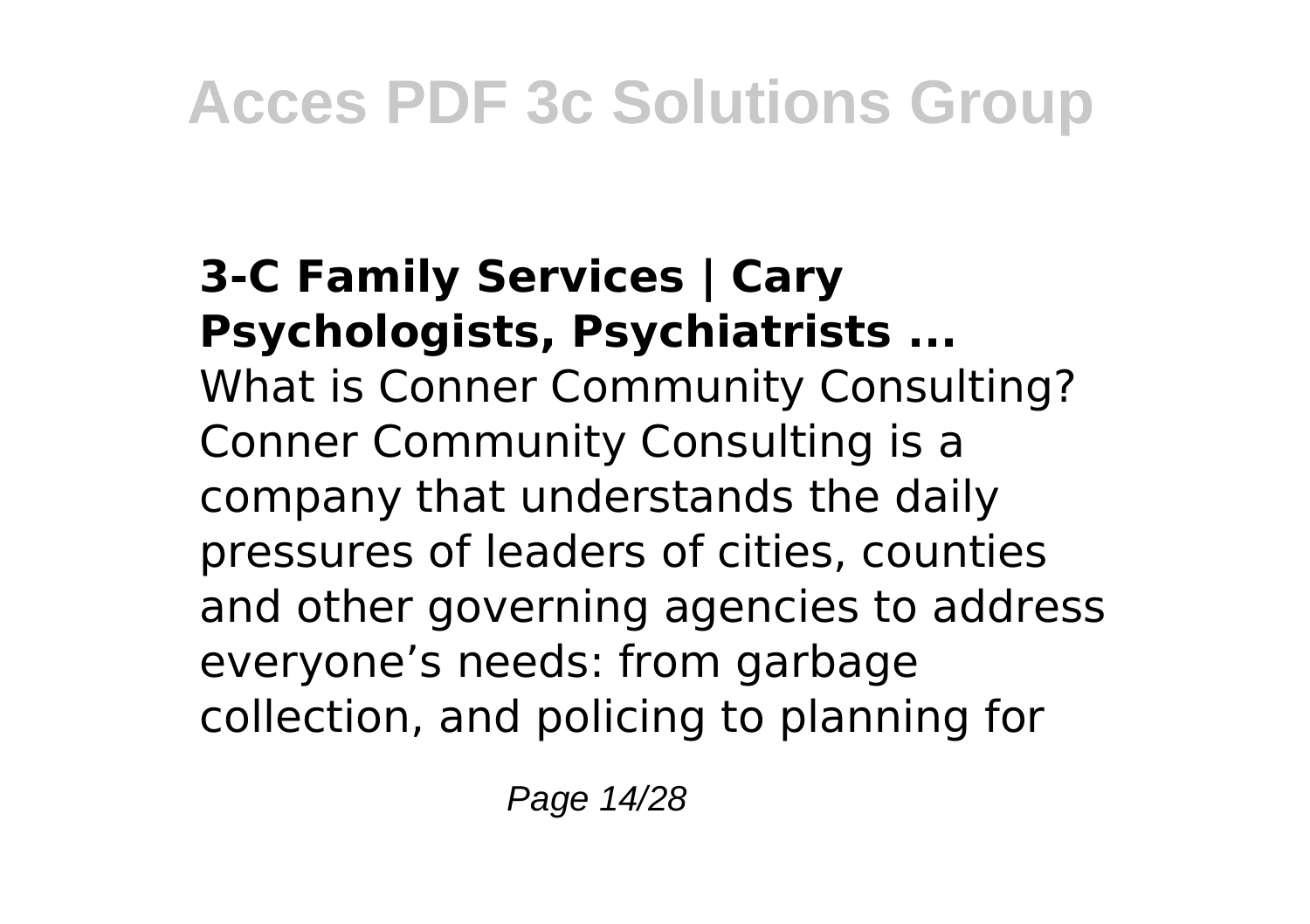**3-C Family Services | Cary Psychologists, Psychiatrists ...**

What is Conner Community Consulting? Conner Community Consulting is a company that understands the daily pressures of leaders of cities, counties and other governing agencies to address everyone’s needs: from garbage collection, and policing to planning for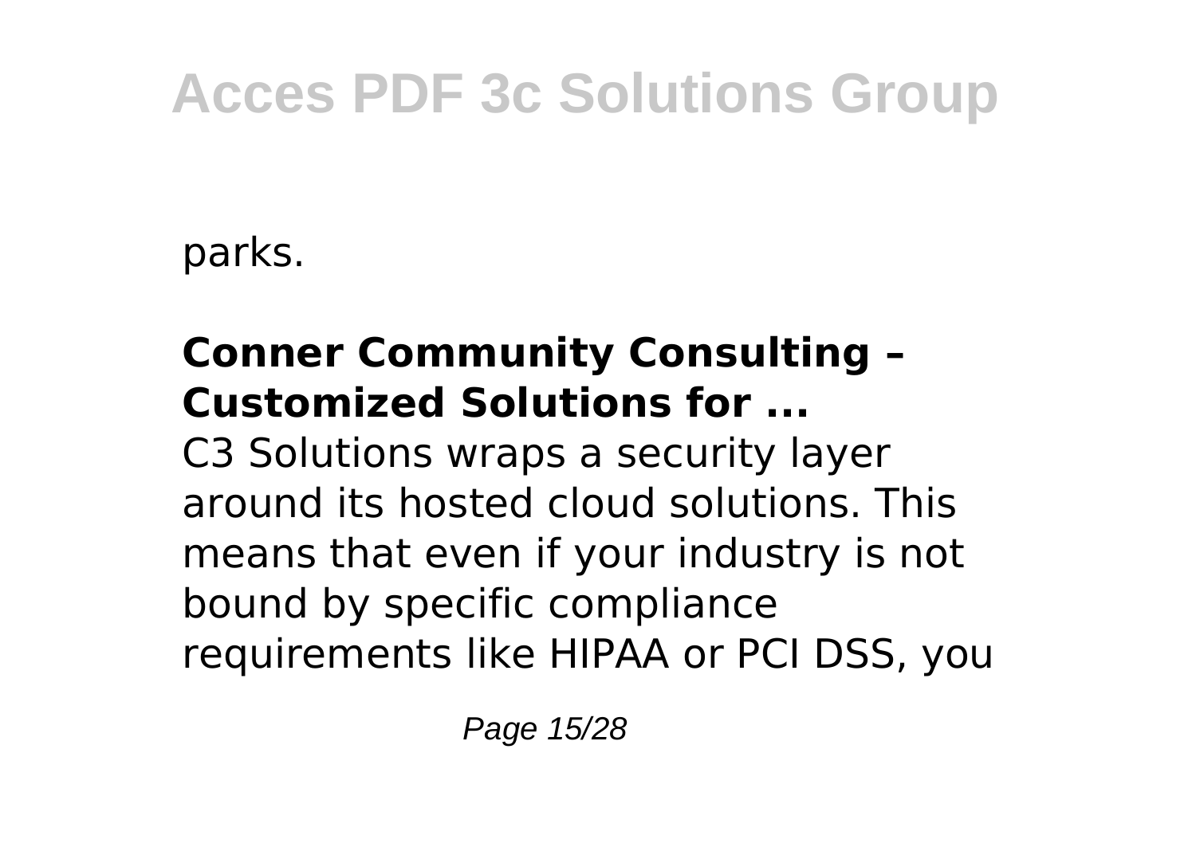parks.

**Conner Community Consulting – Customized Solutions for ...**

C3 Solutions wraps a security layer around its hosted cloud solutions. This means that even if your industry is not bound by specific compliance requirements like HIPAA or PCI DSS, you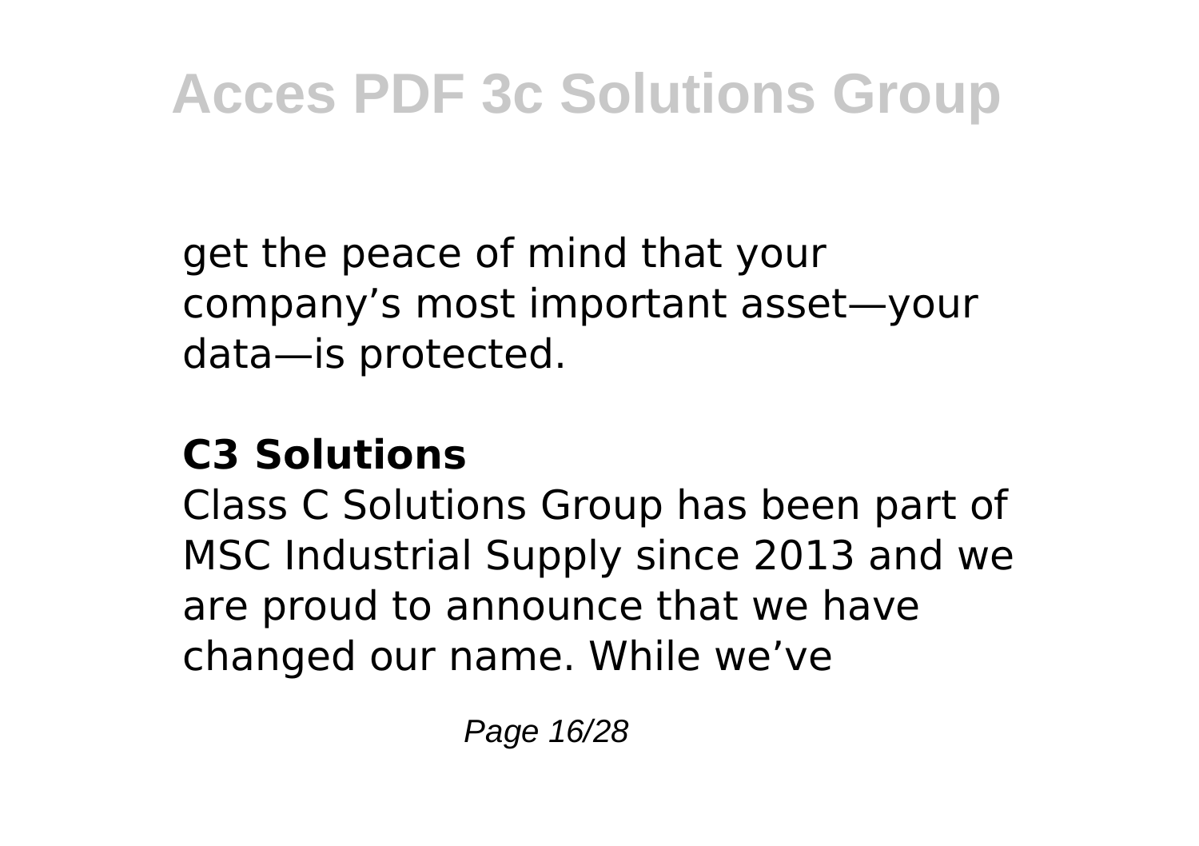get the peace of mind that your company’s most important asset—your data—is protected.

**C3 Solutions**

Class C Solutions Group has been part of MSC Industrial Supply since 2013 and we are proud to announce that we have changed our name. While we’ve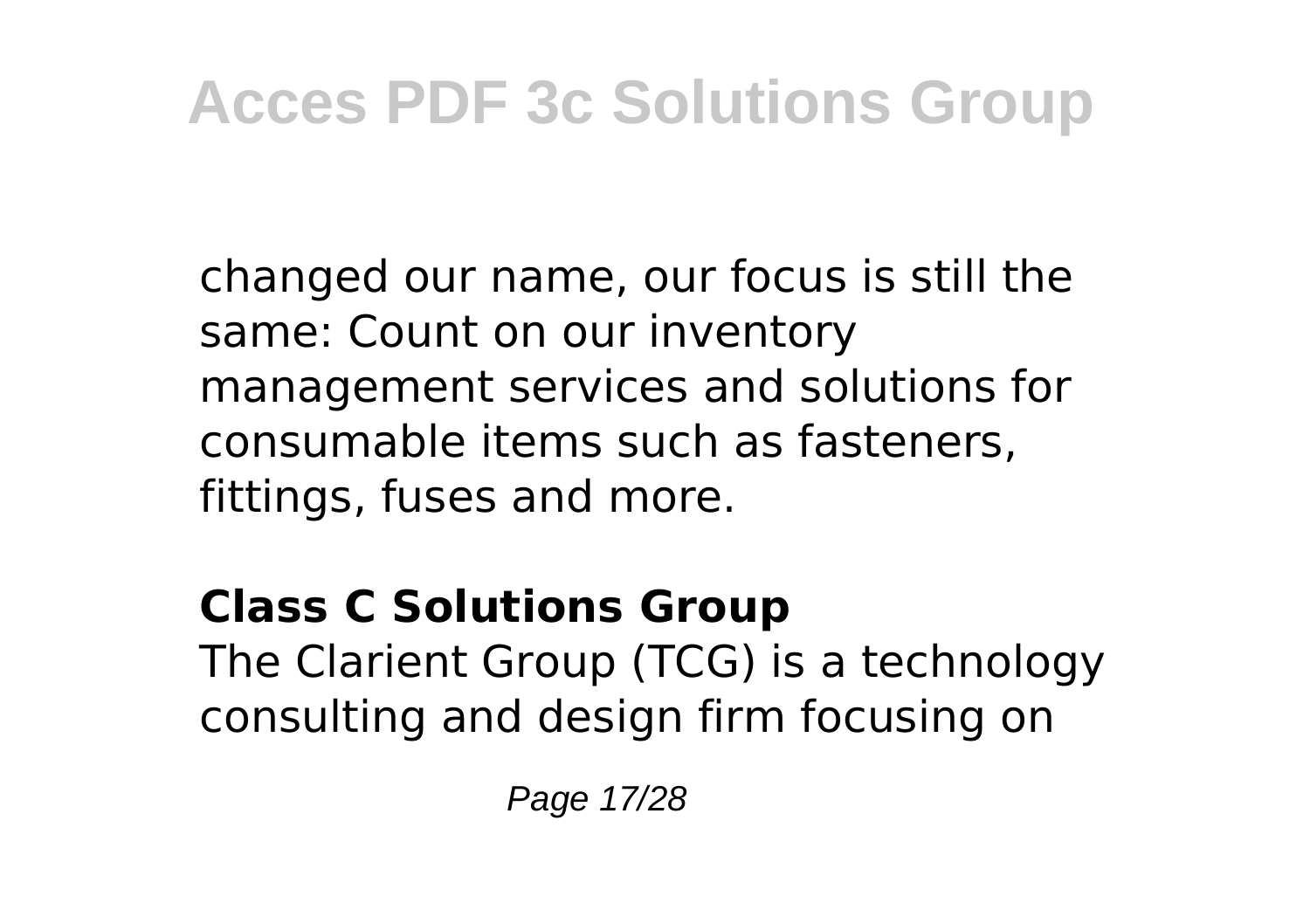changed our name, our focus is still the same: Count on our inventory management services and solutions for consumable items such as fasteners, fittings, fuses and more.

**Class C Solutions Group**

The Clarient Group (TCG) is a technology consulting and design firm focusing on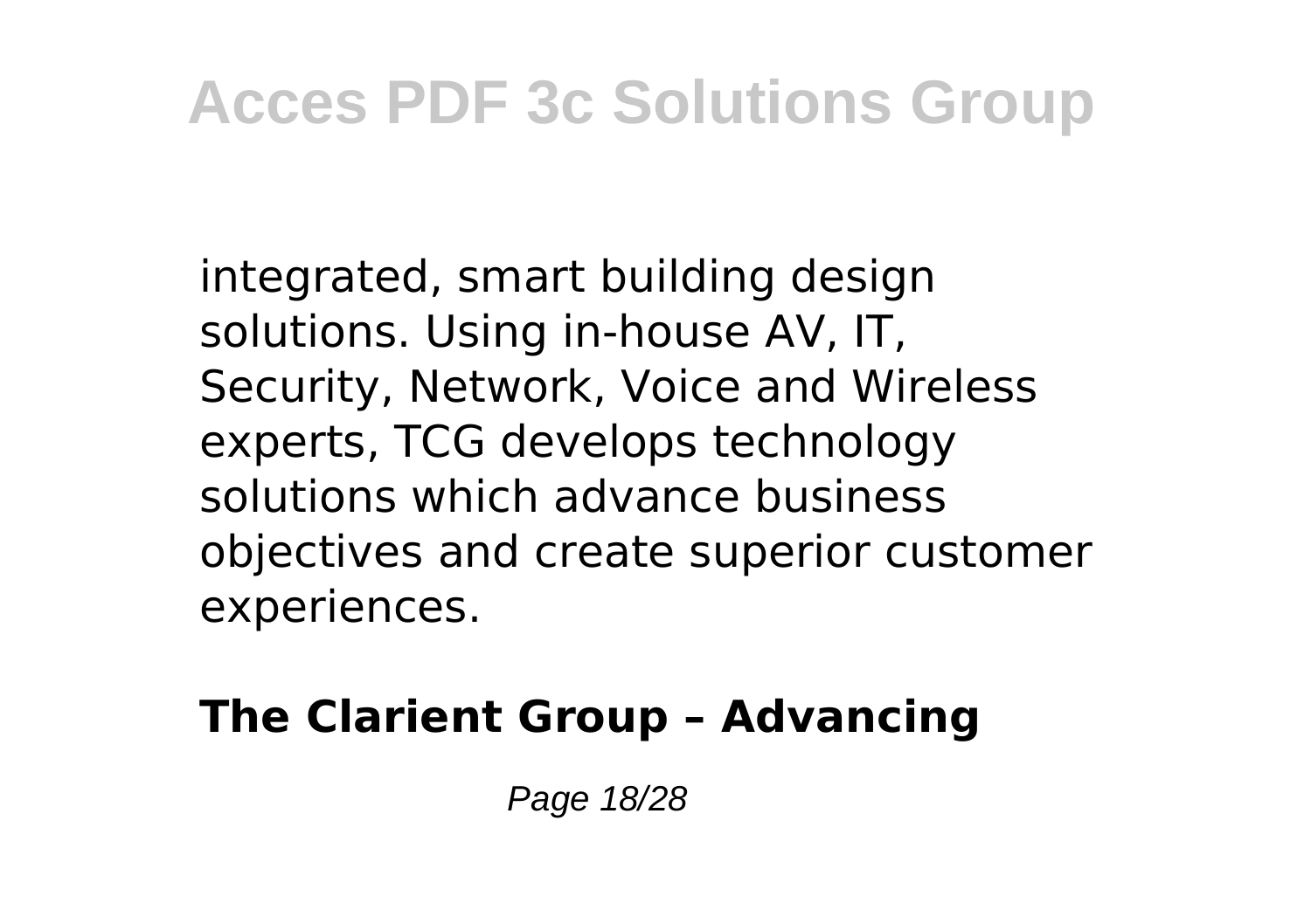integrated, smart building design solutions. Using in-house AV, IT, Security, Network, Voice and Wireless experts, TCG develops technology solutions which advance business objectives and create superior customer experiences.

**The Clarient Group – Advancing**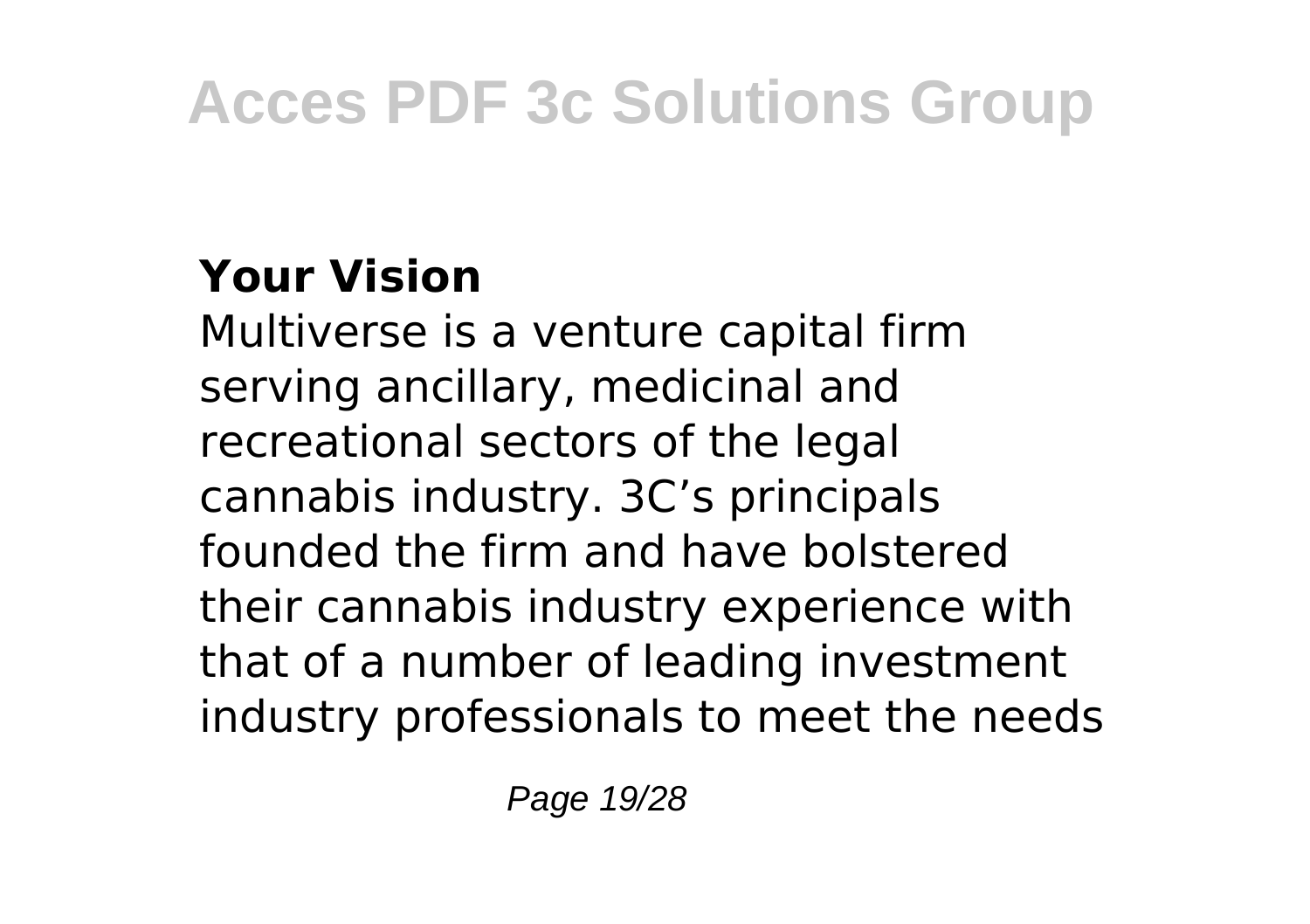### Your Vision

Multiverse is a venture capital firm serving ancillary, medicinal and recreational sectors of the legal cannabis industry. 3C's principals founded the firm and have bolstered their cannabis industry experience with that of a number of leading investment industry professionals to meet the needs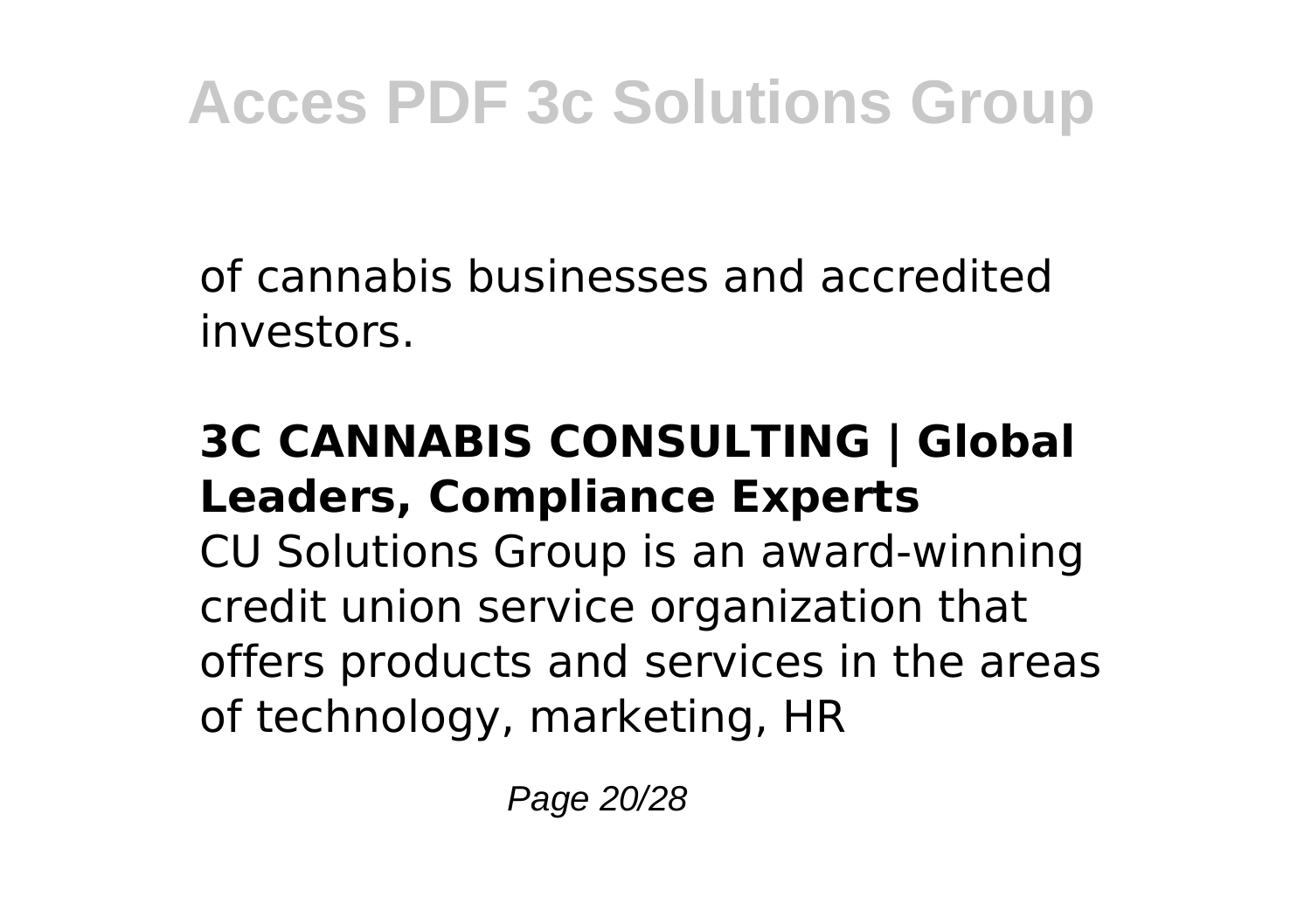of cannabis businesses and accredited investors.

**3C CANNABIS CONSULTING | Global Leaders, Compliance Experts**

CU Solutions Group is an award-winning credit union service organization that offers products and services in the areas of technology, marketing, HR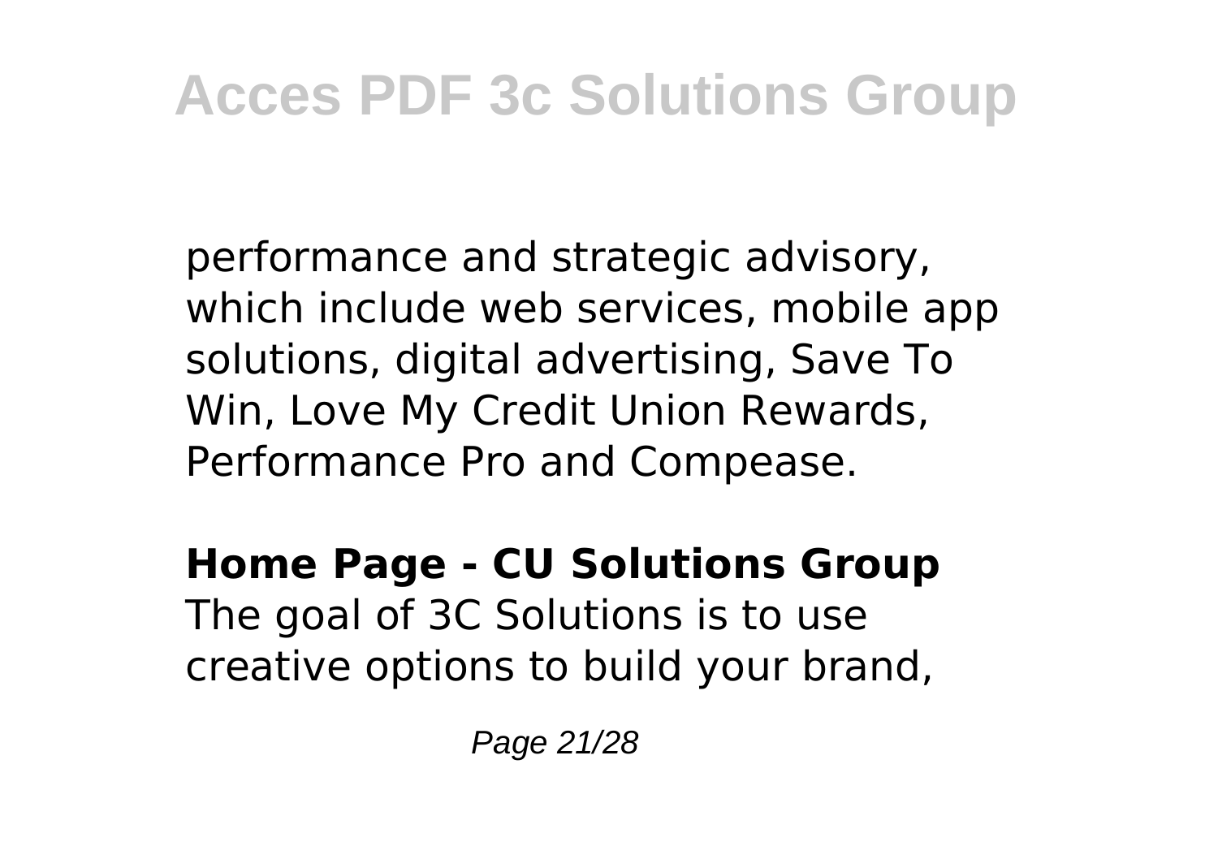performance and strategic advisory, which include web services, mobile app solutions, digital advertising, Save To Win, Love My Credit Union Rewards, Performance Pro and Compease.

**Home Page - CU Solutions Group**
The goal of 3C Solutions is to use creative options to build your brand,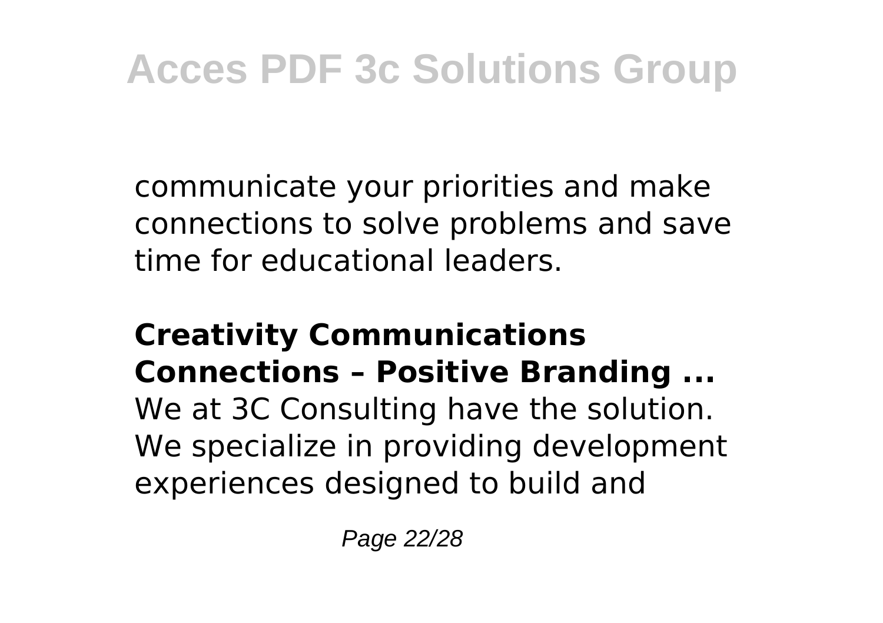communicate your priorities and make connections to solve problems and save time for educational leaders.

**Creativity Communications Connections – Positive Branding ...**

We at 3C Consulting have the solution. We specialize in providing development experiences designed to build and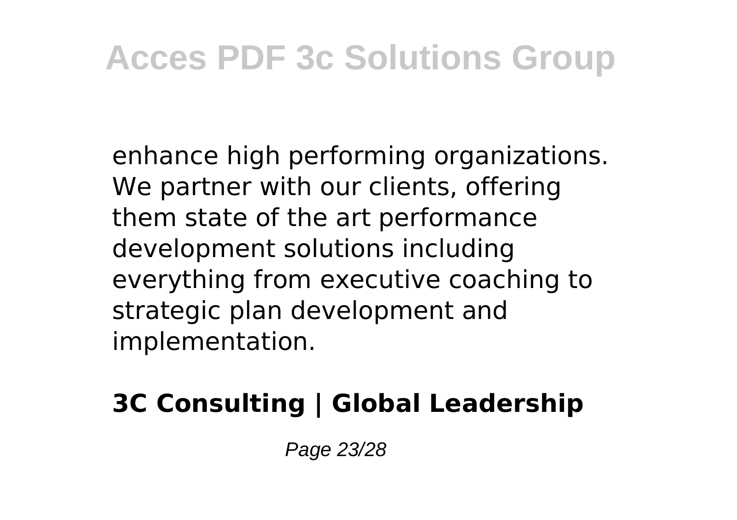enhance high performing organizations. We partner with our clients, offering them state of the art performance development solutions including everything from executive coaching to strategic plan development and implementation.

**3C Consulting | Global Leadership**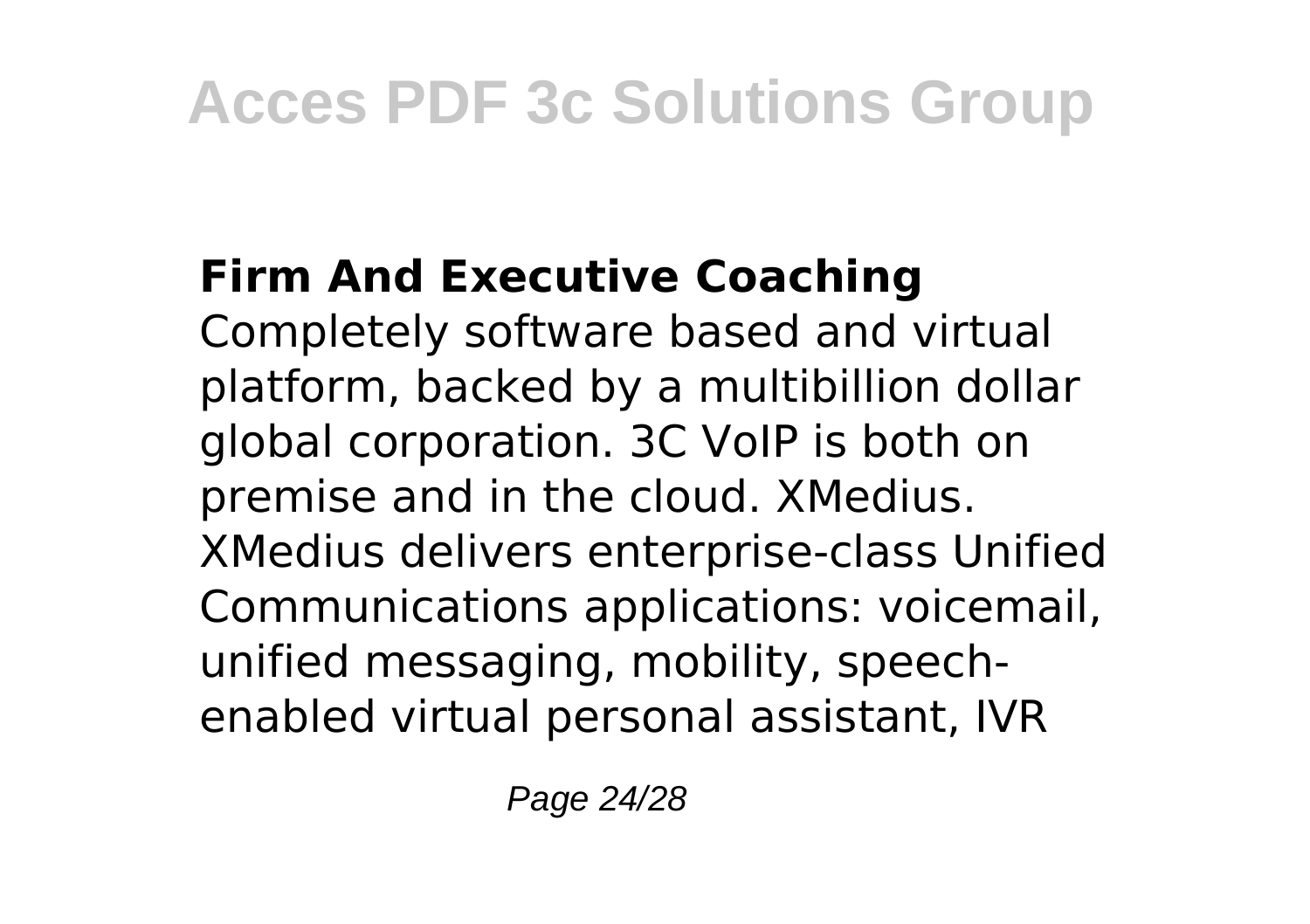**Firm And Executive Coaching**

Completely software based and virtual platform, backed by a multibillion dollar global corporation. 3C VoIP is both on premise and in the cloud. XMedius. XMedius delivers enterprise-class Unified Communications applications: voicemail, unified messaging, mobility, speech-enabled virtual personal assistant, IVR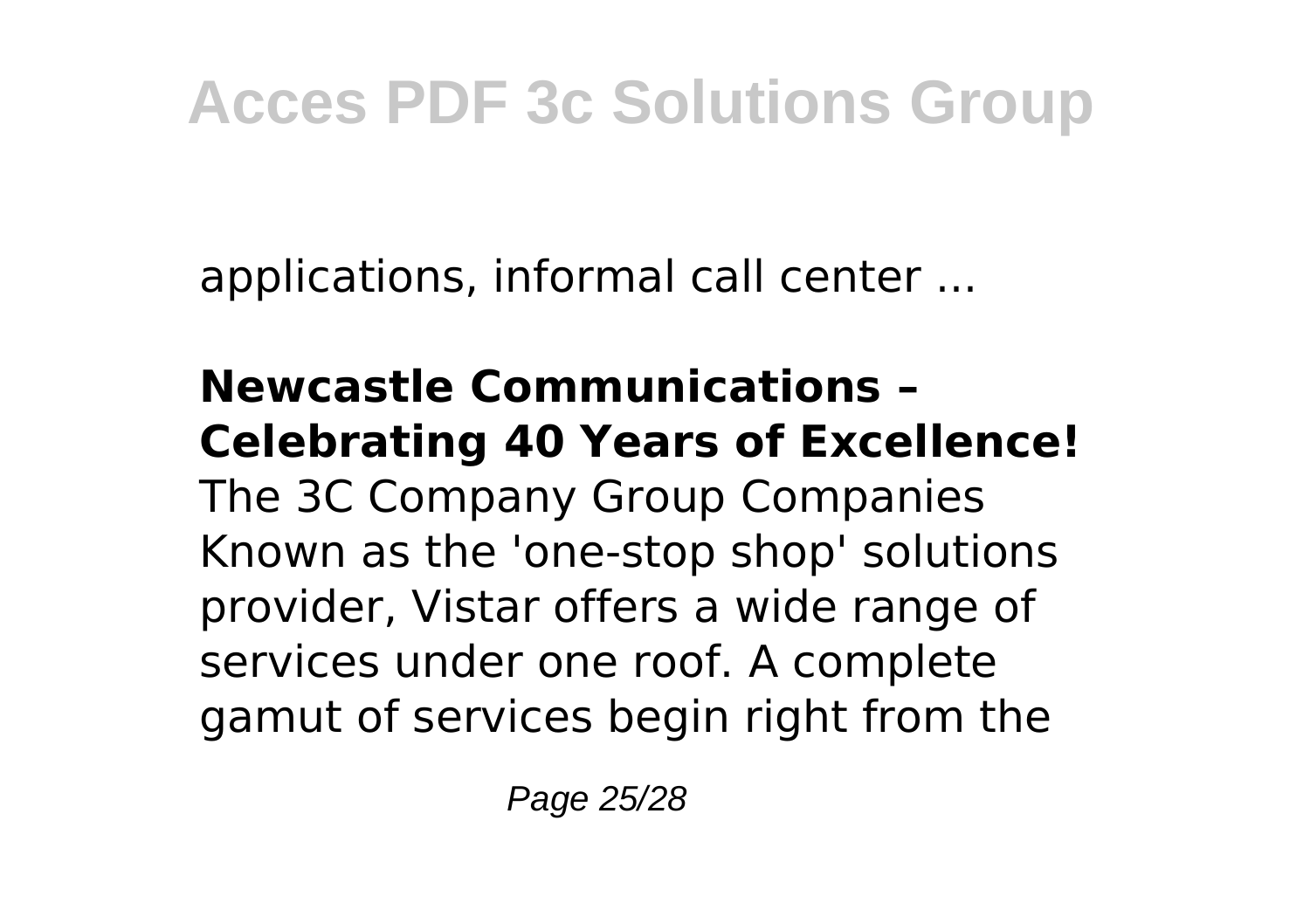applications, informal call center ...

**Newcastle Communications – Celebrating 40 Years of Excellence!**

The 3C Company Group Companies Known as the 'one-stop shop' solutions provider, Vistar offers a wide range of services under one roof. A complete gamut of services begin right from the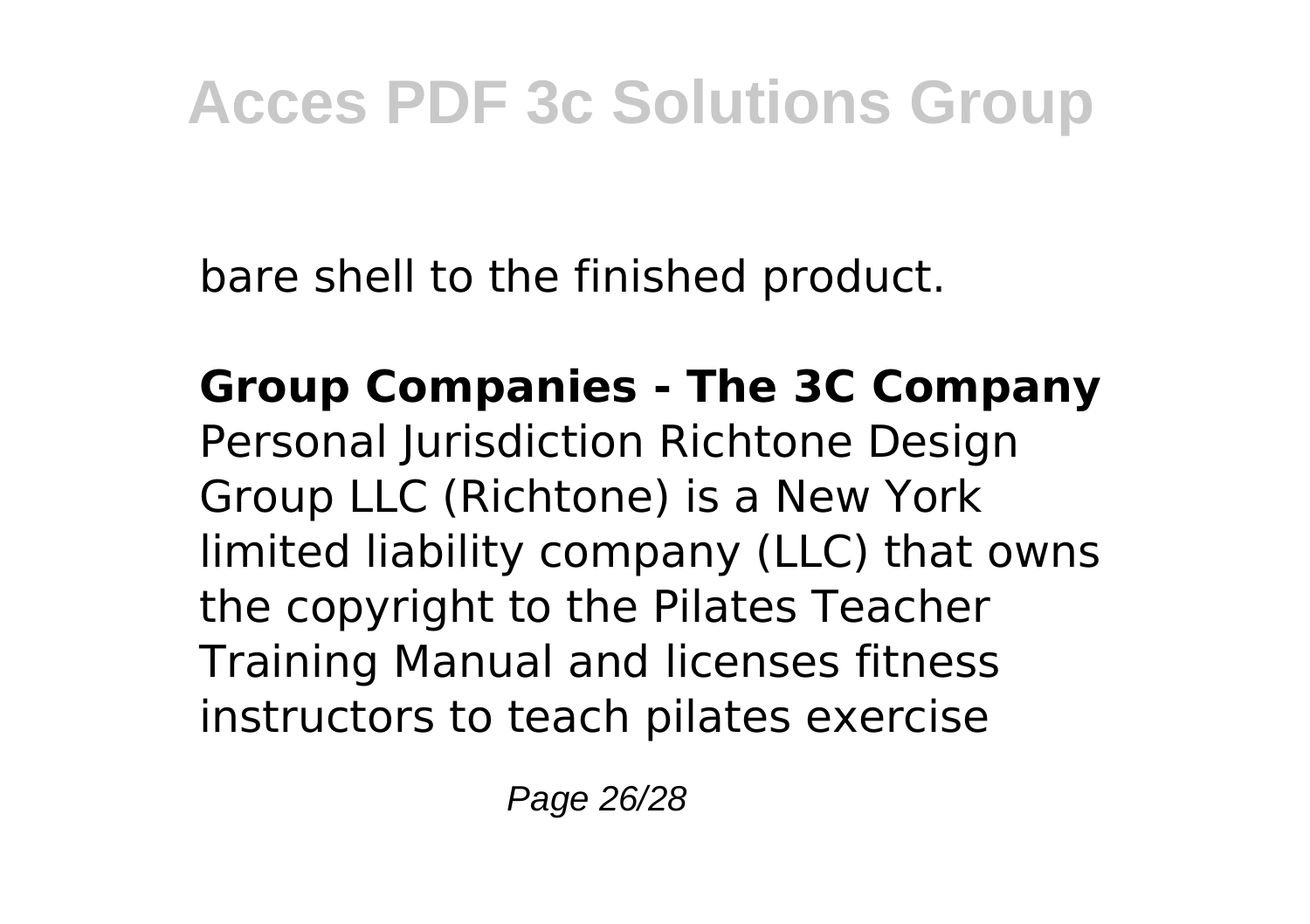bare shell to the finished product.

**Group Companies - The 3C Company**
Personal Jurisdiction Richtone Design Group LLC (Richtone) is a New York limited liability company (LLC) that owns the copyright to the Pilates Teacher Training Manual and licenses fitness instructors to teach pilates exercise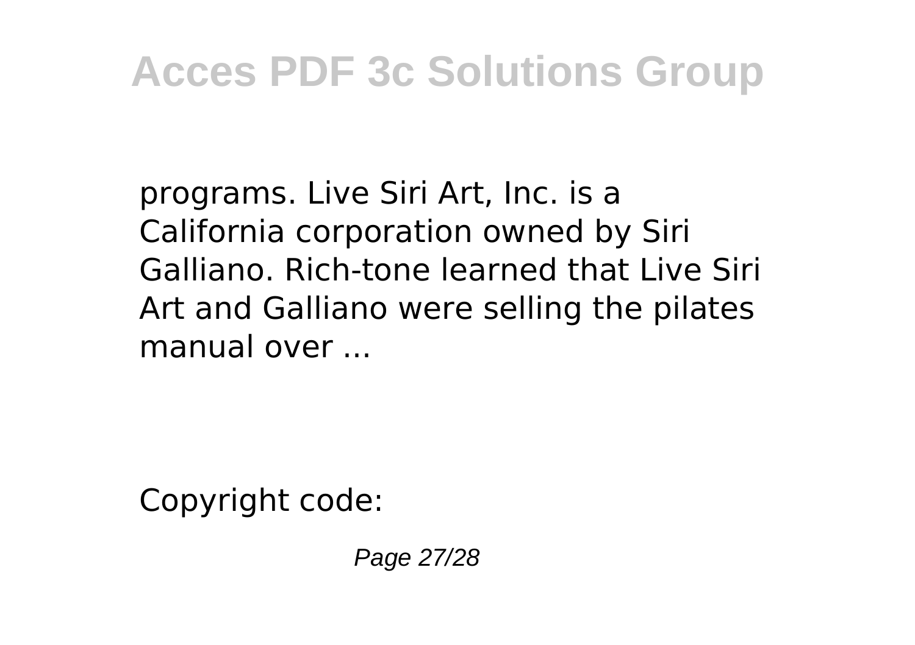programs. Live Siri Art, Inc. is a California corporation owned by Siri Galliano. Rich-tone learned that Live Siri Art and Galliano were selling the pilates manual over ...

Copyright code: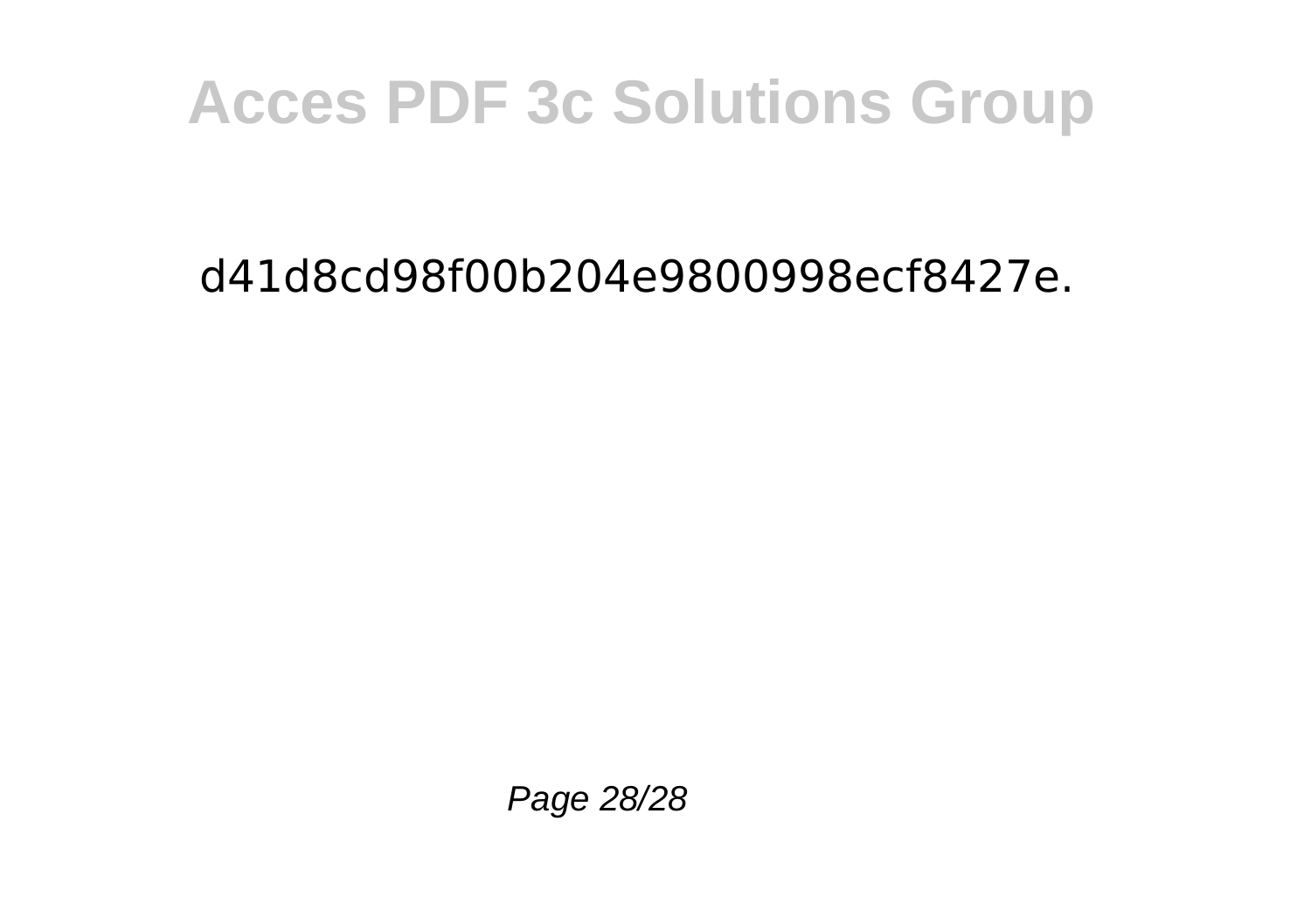d41d8cd98f00b204e9800998ecf8427e.